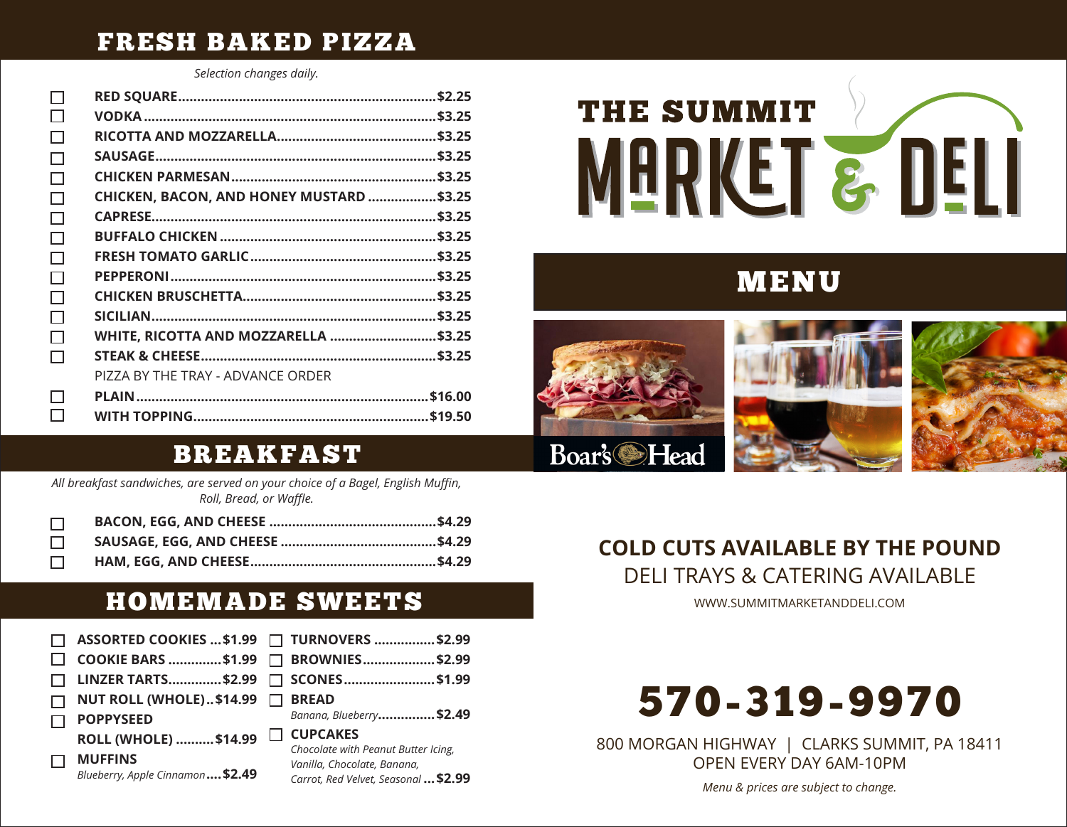## FRESH BAKED PIZZA

*Selection changes daily.*

- ☐ **RED SQUARE** ........ **$2.25**
- ☐ **VODKA** ........ **$3.25**
- ☐ **RICOTTA AND MOZZARELLA** ........ **$3.25**
- ☐ **SAUSAGE** ........ **$3.25**
- ☐ **CHICKEN PARMESAN** ........ **$3.25**
- ☐ **CHICKEN, BACON, AND HONEY MUSTARD** ........ **$3.25**
- ☐ **CAPRESE** ........ **$3.25**
- ☐ **BUFFALO CHICKEN** ........ **$3.25**
- ☐ **FRESH TOMATO GARLIC** ........ **$3.25**
- ☐ **PEPPERONI** ........ **$3.25**
- ☐ **CHICKEN BRUSCHETTA** ........ **$3.25**
- ☐ **SICILIAN** ........ **$3.25**
- ☐ **WHITE, RICOTTA AND MOZZARELLA** ........ **$3.25**
- ☐ **STEAK & CHEESE** ........ **$3.25**

PIZZA BY THE TRAY - ADVANCE ORDER

- ☐ **PLAIN** ........ **$16.00**
- ☐ **WITH TOPPING** ........ **$19.50**

## BREAKFAST

*All breakfast sandwiches, are served on your choice of a Bagel, English Muffin, Roll, Bread, or Waffle.*

- ☐ **BACON, EGG, AND CHEESE** ........ **$4.29**
- ☐ **SAUSAGE, EGG, AND CHEESE** ........ **$4.29**
- ☐ **HAM, EGG, AND CHEESE** ........ **$4.29**

## HOMEMADE SWEETS

- ☐ **ASSORTED COOKIES** ... **$1.99**
- ☐ **COOKIE BARS** ........ **$1.99**
- ☐ **LINZER TARTS** ........ **$2.99**
- ☐ **NUT ROLL (WHOLE)** .. **$14.99**
- ☐ **POPPYSEED ROLL (WHOLE)** ........ **$14.99**
- ☐ **MUFFINS**
  *Blueberry, Apple Cinnamon* .... **$2.49**
- ☐ **TURNOVERS** ........ **$2.99**
- ☐ **BROWNIES** ........ **$2.99**
- ☐ **SCONES** ........ **$1.99**
- ☐ **BREAD**
  *Banana, Blueberry* ........ **$2.49**
- ☐ **CUPCAKES**
  *Chocolate with Peanut Butter Icing, Vanilla, Chocolate, Banana, Carrot, Red Velvet, Seasonal* ... **$2.99**

# THE SUMMIT MARKET & DELI

## MENU

Boar's Head

**COLD CUTS AVAILABLE BY THE POUND**

DELI TRAYS & CATERING AVAILABLE

WWW.SUMMITMARKETANDDELI.COM

# 570-319-9970

800 MORGAN HIGHWAY | CLARKS SUMMIT, PA 18411

OPEN EVERY DAY 6AM-10PM

*Menu & prices are subject to change.*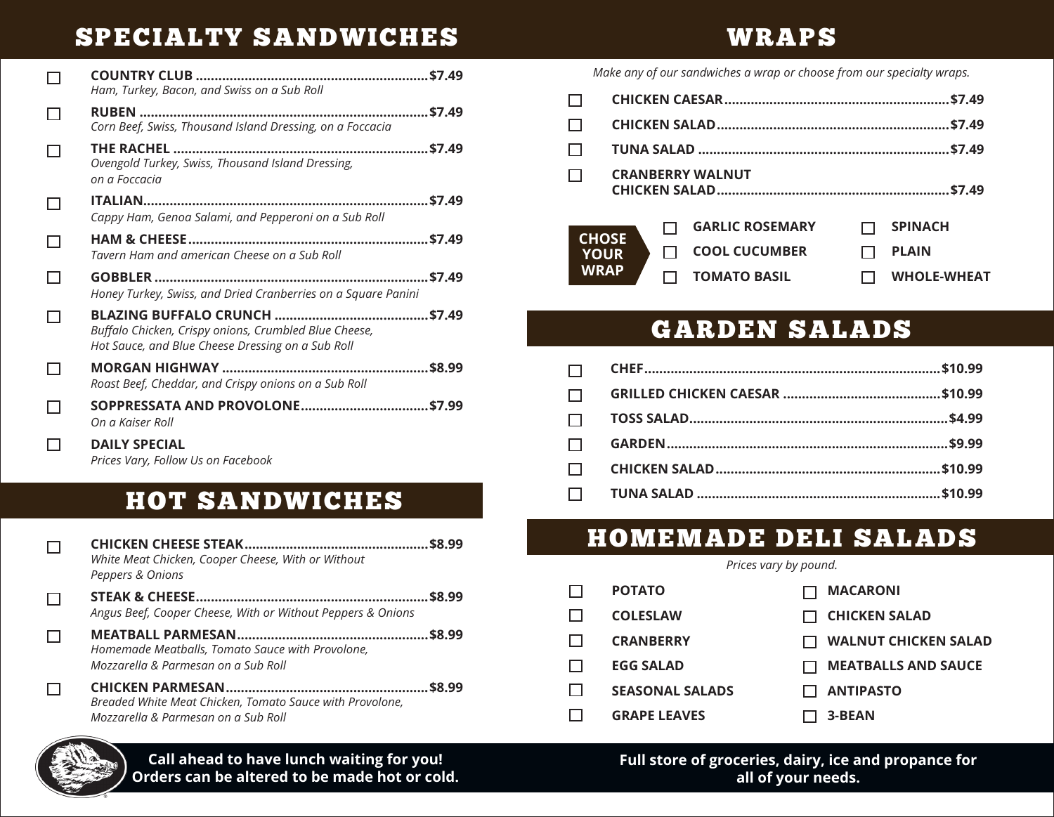## SPECIALTY SANDWICHES

- **COUNTRY CLUB** ............ **$7.49**
  *Ham, Turkey, Bacon, and Swiss on a Sub Roll*
- **RUBEN** ............ **$7.49**
  *Corn Beef, Swiss, Thousand Island Dressing, on a Foccacia*
- **THE RACHEL** ............ **$7.49**
  *Ovengold Turkey, Swiss, Thousand Island Dressing, on a Foccacia*
- **ITALIAN** ............ **$7.49**
  *Cappy Ham, Genoa Salami, and Pepperoni on a Sub Roll*
- **HAM & CHEESE** ............ **$7.49**
  *Tavern Ham and american Cheese on a Sub Roll*
- **GOBBLER** ............ **$7.49**
  *Honey Turkey, Swiss, and Dried Cranberries on a Square Panini*
- **BLAZING BUFFALO CRUNCH** ............ **$7.49**
  *Buffalo Chicken, Crispy onions, Crumbled Blue Cheese, Hot Sauce, and Blue Cheese Dressing on a Sub Roll*
- **MORGAN HIGHWAY** ............ **$8.99**
  *Roast Beef, Cheddar, and Crispy onions on a Sub Roll*
- **SOPPRESSATA AND PROVOLONE** ............ **$7.99**
  *On a Kaiser Roll*
- **DAILY SPECIAL**
  *Prices Vary, Follow Us on Facebook*

## HOT SANDWICHES

- **CHICKEN CHEESE STEAK** ............ **$8.99**
  *White Meat Chicken, Cooper Cheese, With or Without Peppers & Onions*
- **STEAK & CHEESE** ............ **$8.99**
  *Angus Beef, Cooper Cheese, With or Without Peppers & Onions*
- **MEATBALL PARMESAN** ............ **$8.99**
  *Homemade Meatballs, Tomato Sauce with Provolone, Mozzarella & Parmesan on a Sub Roll*
- **CHICKEN PARMESAN** ............ **$8.99**
  *Breaded White Meat Chicken, Tomato Sauce with Provolone, Mozzarella & Parmesan on a Sub Roll*

**Call ahead to have lunch waiting for you!**
**Orders can be altered to be made hot or cold.**

## WRAPS

*Make any of our sandwiches a wrap or choose from our specialty wraps.*

- **CHICKEN CAESAR** ............ **$7.49**
- **CHICKEN SALAD** ............ **$7.49**
- **TUNA SALAD** ............ **$7.49**
- **CRANBERRY WALNUT CHICKEN SALAD** ............ **$7.49**

**CHOSE YOUR WRAP**

- **GARLIC ROSEMARY**
- **COOL CUCUMBER**
- **TOMATO BASIL**
- **SPINACH**
- **PLAIN**
- **WHOLE-WHEAT**

## GARDEN SALADS

- **CHEF** ............ **$10.99**
- **GRILLED CHICKEN CAESAR** ............ **$10.99**
- **TOSS SALAD** ............ **$4.99**
- **GARDEN** ............ **$9.99**
- **CHICKEN SALAD** ............ **$10.99**
- **TUNA SALAD** ............ **$10.99**

## HOMEMADE DELI SALADS

*Prices vary by pound.*

- **POTATO**
- **COLESLAW**
- **CRANBERRY**
- **EGG SALAD**
- **SEASONAL SALADS**
- **GRAPE LEAVES**
- **MACARONI**
- **CHICKEN SALAD**
- **WALNUT CHICKEN SALAD**
- **MEATBALLS AND SAUCE**
- **ANTIPASTO**
- **3-BEAN**

**Full store of groceries, dairy, ice and propance for all of your needs.**